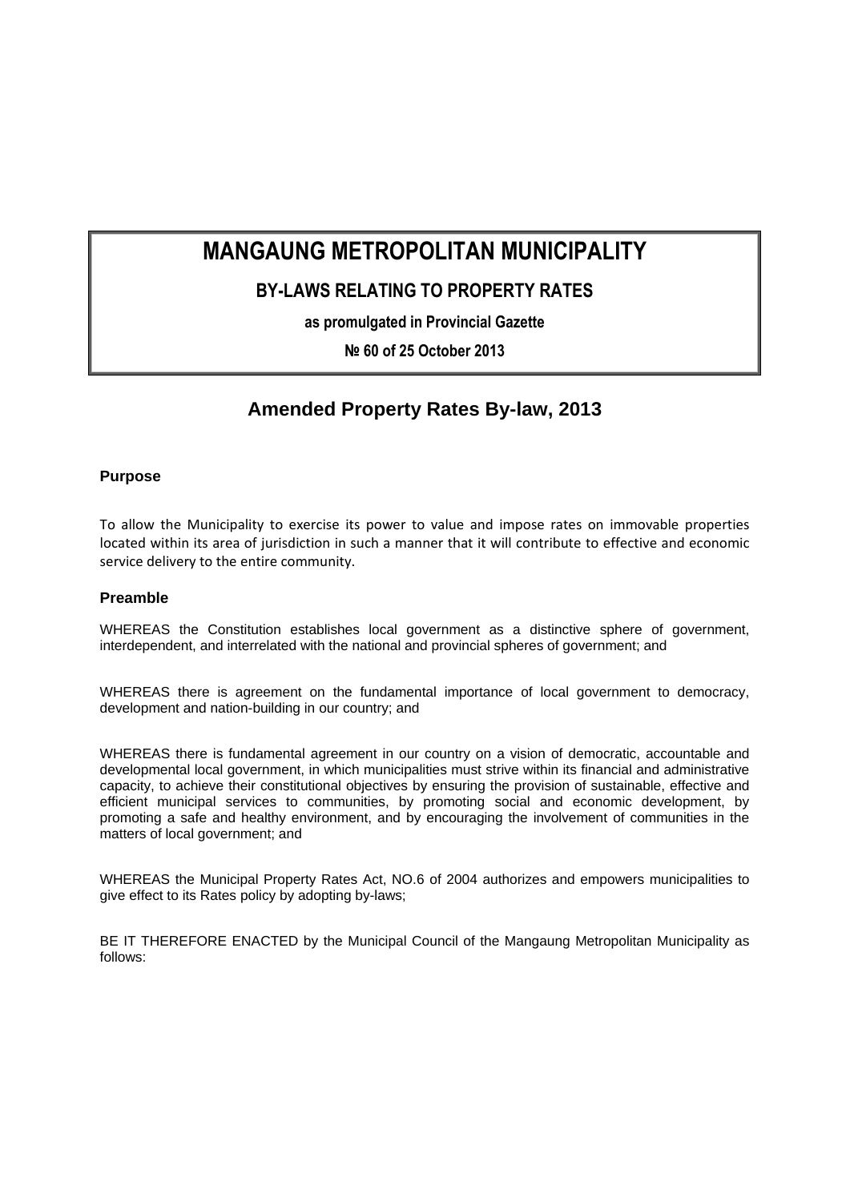# MANGAUNG METROPOLITAN MUNICIPALITY

## BY-LAWS RELATING TO PROPERTY RATES

**as promulgated in Provincial Gazette**

**№ 60 of 25 October 2013**

## Amended Property Rates By-law, 2013

### Purpose

To allow the Municipality to exercise its power to value and impose rates on immovable properties located within its area of jurisdiction in such a manner that it will contribute to effective and economic service delivery to the entire community.

### Preamble

WHEREAS the Constitution establishes local government as a distinctive sphere of government, interdependent, and interrelated with the national and provincial spheres of government; and

WHEREAS there is agreement on the fundamental importance of local government to democracy, development and nation-building in our country; and

WHEREAS there is fundamental agreement in our country on a vision of democratic, accountable and developmental local government, in which municipalities must strive within its financial and administrative capacity, to achieve their constitutional objectives by ensuring the provision of sustainable, effective and efficient municipal services to communities, by promoting social and economic development, by promoting a safe and healthy environment, and by encouraging the involvement of communities in the matters of local government; and

WHEREAS the Municipal Property Rates Act, NO.6 of 2004 authorizes and empowers municipalities to give effect to its Rates policy by adopting by-laws;

BE IT THEREFORE ENACTED by the Municipal Council of the Mangaung Metropolitan Municipality as follows: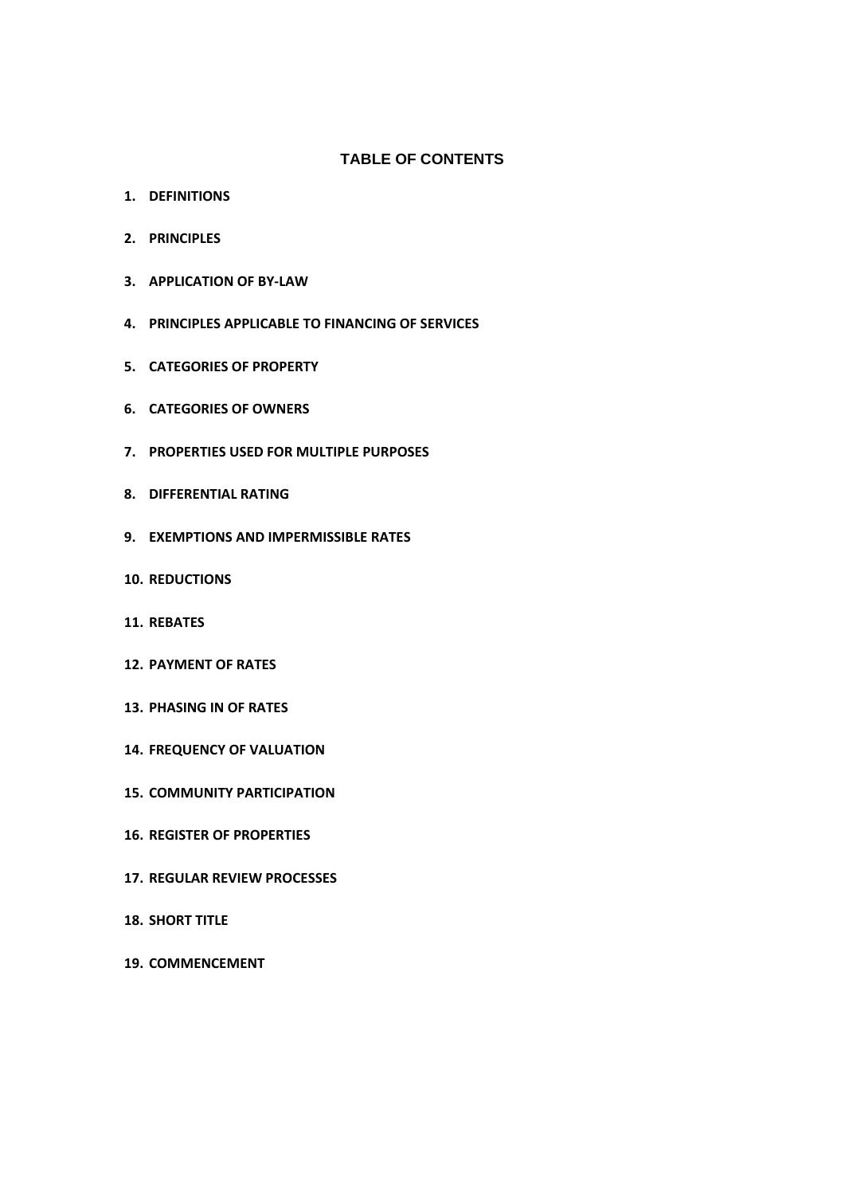## TABLE OF CONTENTS

1. **DEFINITIONS**
2. **PRINCIPLES**
3. **APPLICATION OF BY-LAW**
4. **PRINCIPLES APPLICABLE TO FINANCING OF SERVICES**
5. **CATEGORIES OF PROPERTY**
6. **CATEGORIES OF OWNERS**
7. **PROPERTIES USED FOR MULTIPLE PURPOSES**
8. **DIFFERENTIAL RATING**
9. **EXEMPTIONS AND IMPERMISSIBLE RATES**
10. **REDUCTIONS**
11. **REBATES**
12. **PAYMENT OF RATES**
13. **PHASING IN OF RATES**
14. **FREQUENCY OF VALUATION**
15. **COMMUNITY PARTICIPATION**
16. **REGISTER OF PROPERTIES**
17. **REGULAR REVIEW PROCESSES**
18. **SHORT TITLE**
19. **COMMENCEMENT**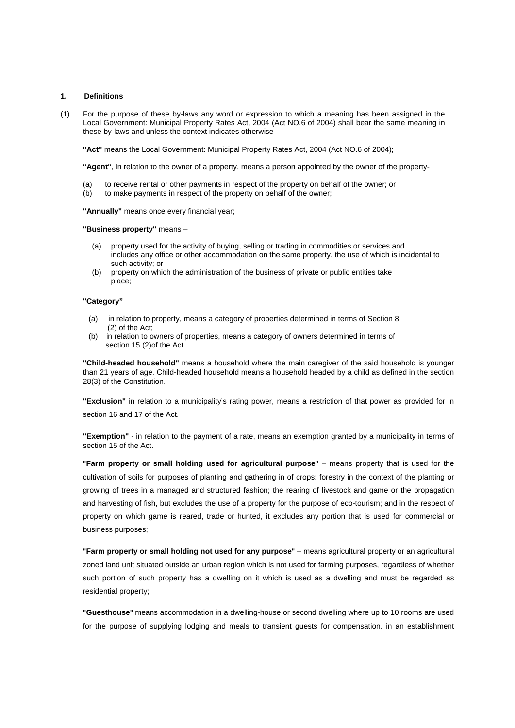**1. Definitions**

(1) For the purpose of these by-laws any word or expression to which a meaning has been assigned in the Local Government: Municipal Property Rates Act, 2004 (Act NO.6 of 2004) shall bear the same meaning in these by-laws and unless the context indicates otherwise-

**"Act"** means the Local Government: Municipal Property Rates Act, 2004 (Act NO.6 of 2004);

**"Agent"**, in relation to the owner of a property, means a person appointed by the owner of the property-

(a) to receive rental or other payments in respect of the property on behalf of the owner; or
(b) to make payments in respect of the property on behalf of the owner;

**"Annually"** means once every financial year;

**"Business property"** means –

(a) property used for the activity of buying, selling or trading in commodities or services and includes any office or other accommodation on the same property, the use of which is incidental to such activity; or
(b) property on which the administration of the business of private or public entities take place;

**"Category"**

(a) in relation to property, means a category of properties determined in terms of Section 8 (2) of the Act;
(b) in relation to owners of properties, means a category of owners determined in terms of section 15 (2)of the Act.

**"Child-headed household"** means a household where the main caregiver of the said household is younger than 21 years of age. Child-headed household means a household headed by a child as defined in the section 28(3) of the Constitution.

**"Exclusion"** in relation to a municipality's rating power, means a restriction of that power as provided for in section 16 and 17 of the Act.

**"Exemption"** - in relation to the payment of a rate, means an exemption granted by a municipality in terms of section 15 of the Act.

**"Farm property or small holding used for agricultural purpose"** – means property that is used for the cultivation of soils for purposes of planting and gathering in of crops; forestry in the context of the planting or growing of trees in a managed and structured fashion; the rearing of livestock and game or the propagation and harvesting of fish, but excludes the use of a property for the purpose of eco-tourism; and in the respect of property on which game is reared, trade or hunted, it excludes any portion that is used for commercial or business purposes;

**"Farm property or small holding not used for any purpose"** – means agricultural property or an agricultural zoned land unit situated outside an urban region which is not used for farming purposes, regardless of whether such portion of such property has a dwelling on it which is used as a dwelling and must be regarded as residential property;

**"Guesthouse"** means accommodation in a dwelling-house or second dwelling where up to 10 rooms are used for the purpose of supplying lodging and meals to transient guests for compensation, in an establishment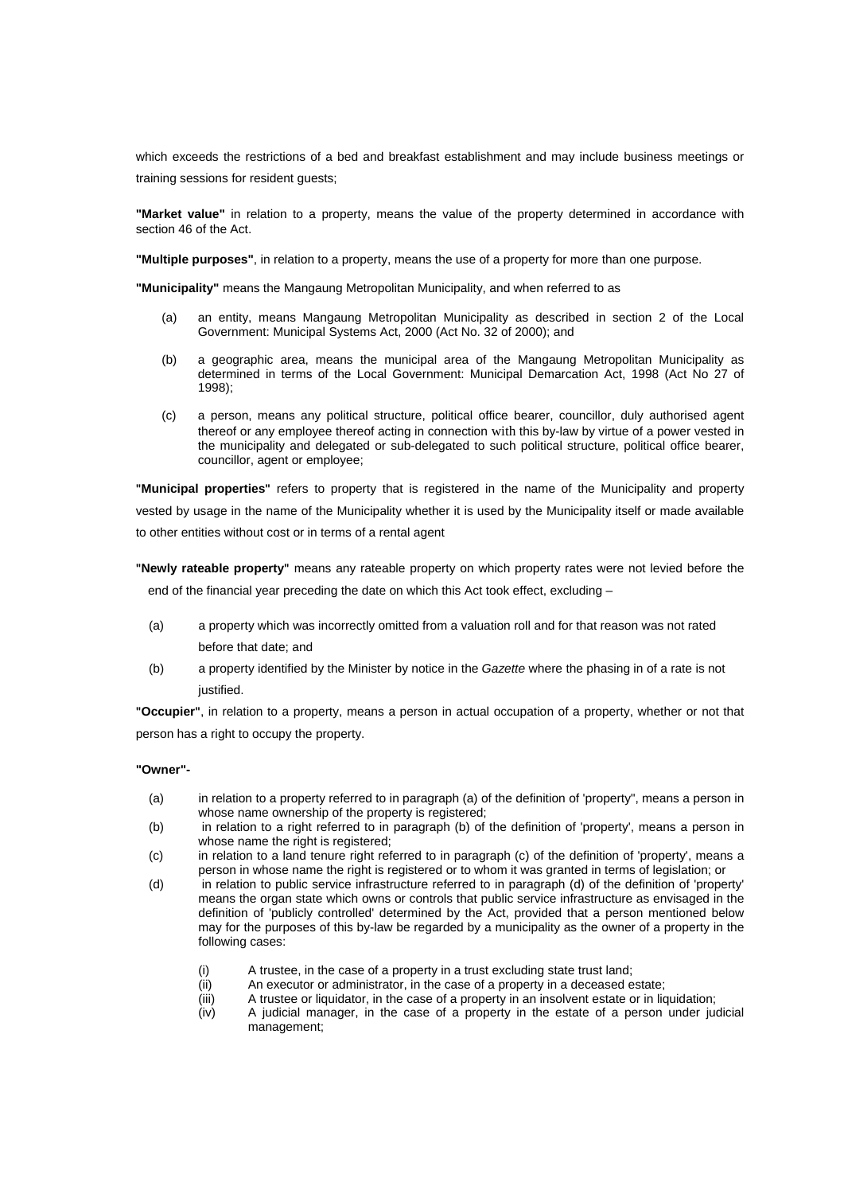which exceeds the restrictions of a bed and breakfast establishment and may include business meetings or training sessions for resident guests;

**"Market value"** in relation to a property, means the value of the property determined in accordance with section 46 of the Act.

**"Multiple purposes"**, in relation to a property, means the use of a property for more than one purpose.

**"Municipality"** means the Mangaung Metropolitan Municipality, and when referred to as

(a) an entity, means Mangaung Metropolitan Municipality as described in section 2 of the Local Government: Municipal Systems Act, 2000 (Act No. 32 of 2000); and

(b) a geographic area, means the municipal area of the Mangaung Metropolitan Municipality as determined in terms of the Local Government: Municipal Demarcation Act, 1998 (Act No 27 of 1998);

(c) a person, means any political structure, political office bearer, councillor, duly authorised agent thereof or any employee thereof acting in connection with this by-law by virtue of a power vested in the municipality and delegated or sub-delegated to such political structure, political office bearer, councillor, agent or employee;

**"Municipal properties"** refers to property that is registered in the name of the Municipality and property vested by usage in the name of the Municipality whether it is used by the Municipality itself or made available to other entities without cost or in terms of a rental agent

**"Newly rateable property"** means any rateable property on which property rates were not levied before the end of the financial year preceding the date on which this Act took effect, excluding –

(a) a property which was incorrectly omitted from a valuation roll and for that reason was not rated before that date; and

(b) a property identified by the Minister by notice in the *Gazette* where the phasing in of a rate is not justified.

**"Occupier"**, in relation to a property, means a person in actual occupation of a property, whether or not that person has a right to occupy the property.

**"Owner"-**

(a) in relation to a property referred to in paragraph (a) of the definition of 'property", means a person in whose name ownership of the property is registered;

(b) in relation to a right referred to in paragraph (b) of the definition of 'property', means a person in whose name the right is registered;

(c) in relation to a land tenure right referred to in paragraph (c) of the definition of 'property', means a person in whose name the right is registered or to whom it was granted in terms of legislation; or

(d) in relation to public service infrastructure referred to in paragraph (d) of the definition of 'property' means the organ state which owns or controls that public service infrastructure as envisaged in the definition of 'publicly controlled' determined by the Act, provided that a person mentioned below may for the purposes of this by-law be regarded by a municipality as the owner of a property in the following cases:

(i) A trustee, in the case of a property in a trust excluding state trust land;
(ii) An executor or administrator, in the case of a property in a deceased estate;
(iii) A trustee or liquidator, in the case of a property in an insolvent estate or in liquidation;
(iv) A judicial manager, in the case of a property in the estate of a person under judicial management;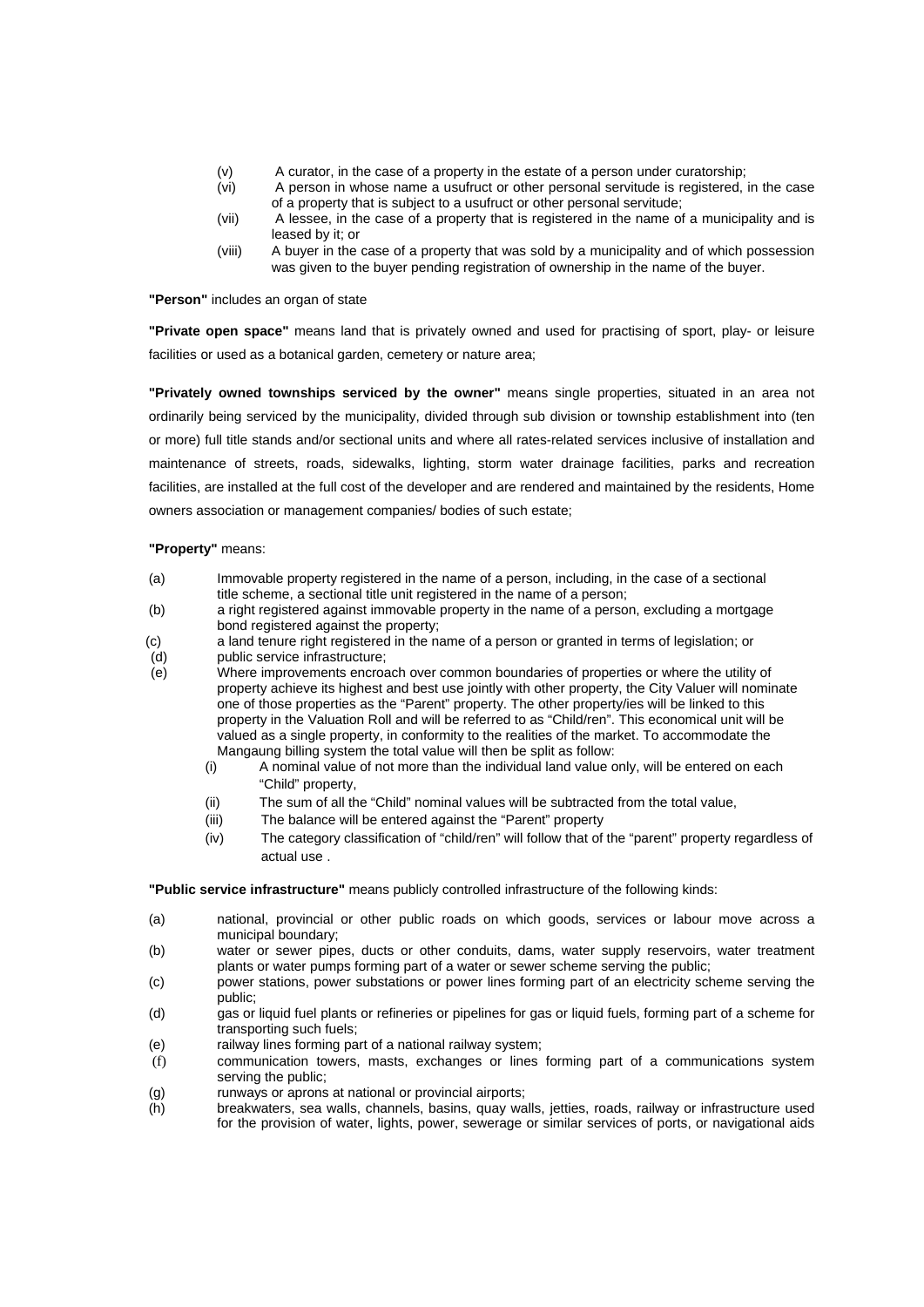(v) A curator, in the case of a property in the estate of a person under curatorship;

(vi) A person in whose name a usufruct or other personal servitude is registered, in the case of a property that is subject to a usufruct or other personal servitude;

(vii) A lessee, in the case of a property that is registered in the name of a municipality and is leased by it; or

(viii) A buyer in the case of a property that was sold by a municipality and of which possession was given to the buyer pending registration of ownership in the name of the buyer.

**"Person"** includes an organ of state

**"Private open space"** means land that is privately owned and used for practising of sport, play- or leisure facilities or used as a botanical garden, cemetery or nature area;

**"Privately owned townships serviced by the owner"** means single properties, situated in an area not ordinarily being serviced by the municipality, divided through sub division or township establishment into (ten or more) full title stands and/or sectional units and where all rates-related services inclusive of installation and maintenance of streets, roads, sidewalks, lighting, storm water drainage facilities, parks and recreation facilities, are installed at the full cost of the developer and are rendered and maintained by the residents, Home owners association or management companies/ bodies of such estate;

**"Property"** means:

(a) Immovable property registered in the name of a person, including, in the case of a sectional title scheme, a sectional title unit registered in the name of a person;

(b) a right registered against immovable property in the name of a person, excluding a mortgage bond registered against the property;

(c) a land tenure right registered in the name of a person or granted in terms of legislation; or

(d) public service infrastructure;

(e) Where improvements encroach over common boundaries of properties or where the utility of property achieve its highest and best use jointly with other property, the City Valuer will nominate one of those properties as the "Parent" property. The other property/ies will be linked to this property in the Valuation Roll and will be referred to as "Child/ren". This economical unit will be valued as a single property, in conformity to the realities of the market. To accommodate the Mangaung billing system the total value will then be split as follow:

  (i) A nominal value of not more than the individual land value only, will be entered on each "Child" property,

  (ii) The sum of all the "Child" nominal values will be subtracted from the total value,

  (iii) The balance will be entered against the "Parent" property

  (iv) The category classification of "child/ren" will follow that of the "parent" property regardless of actual use .

**"Public service infrastructure"** means publicly controlled infrastructure of the following kinds:

(a) national, provincial or other public roads on which goods, services or labour move across a municipal boundary;

(b) water or sewer pipes, ducts or other conduits, dams, water supply reservoirs, water treatment plants or water pumps forming part of a water or sewer scheme serving the public;

(c) power stations, power substations or power lines forming part of an electricity scheme serving the public;

(d) gas or liquid fuel plants or refineries or pipelines for gas or liquid fuels, forming part of a scheme for transporting such fuels;

(e) railway lines forming part of a national railway system;

(f) communication towers, masts, exchanges or lines forming part of a communications system serving the public;

(g) runways or aprons at national or provincial airports;

(h) breakwaters, sea walls, channels, basins, quay walls, jetties, roads, railway or infrastructure used for the provision of water, lights, power, sewerage or similar services of ports, or navigational aids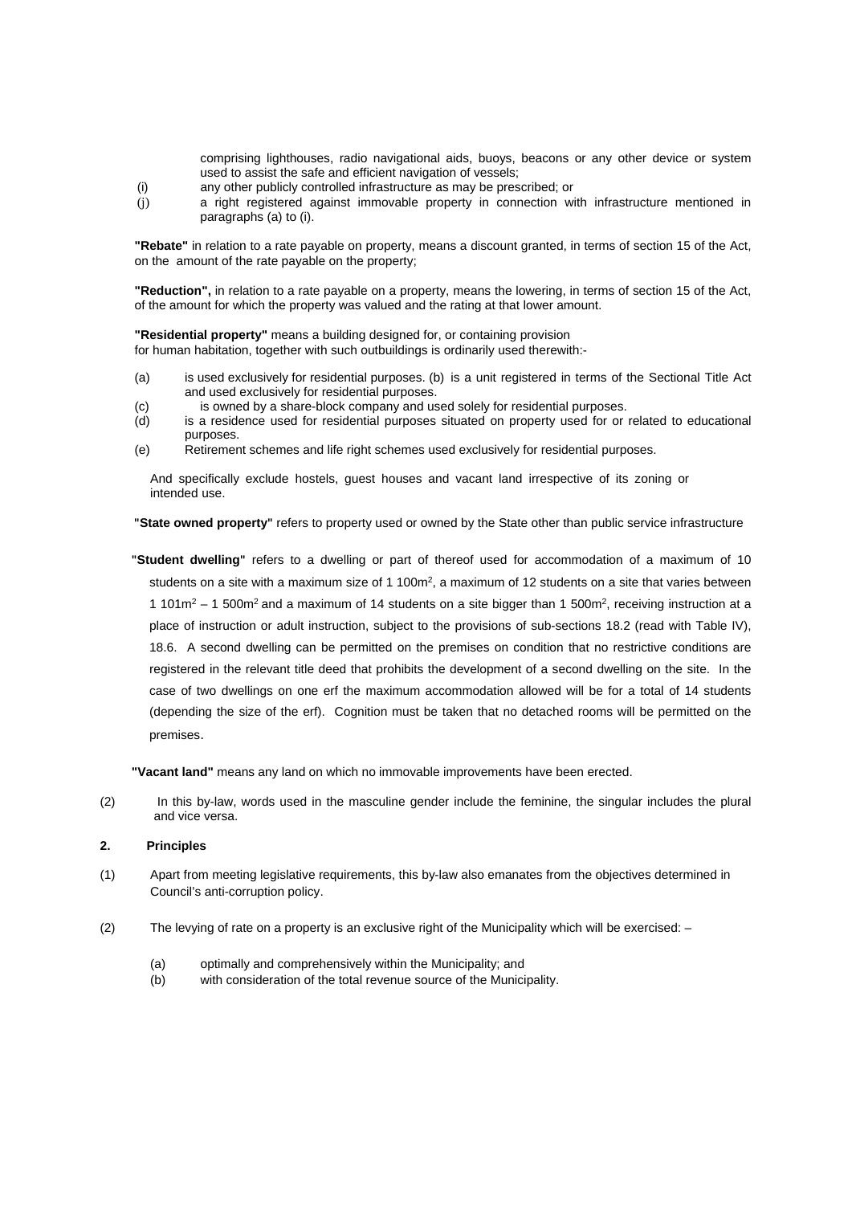comprising lighthouses, radio navigational aids, buoys, beacons or any other device or system used to assist the safe and efficient navigation of vessels;

(i) any other publicly controlled infrastructure as may be prescribed; or

(j) a right registered against immovable property in connection with infrastructure mentioned in paragraphs (a) to (i).

**"Rebate"** in relation to a rate payable on property, means a discount granted, in terms of section 15 of the Act, on the amount of the rate payable on the property;

**"Reduction",** in relation to a rate payable on a property, means the lowering, in terms of section 15 of the Act, of the amount for which the property was valued and the rating at that lower amount.

**"Residential property"** means a building designed for, or containing provision for human habitation, together with such outbuildings is ordinarily used therewith:-

(a) is used exclusively for residential purposes. (b) is a unit registered in terms of the Sectional Title Act and used exclusively for residential purposes.

(c) is owned by a share-block company and used solely for residential purposes.

(d) is a residence used for residential purposes situated on property used for or related to educational purposes.

(e) Retirement schemes and life right schemes used exclusively for residential purposes.

And specifically exclude hostels, guest houses and vacant land irrespective of its zoning or intended use.

**"State owned property"** refers to property used or owned by the State other than public service infrastructure

**"Student dwelling"** refers to a dwelling or part of thereof used for accommodation of a maximum of 10 students on a site with a maximum size of 1 100m$^2$, a maximum of 12 students on a site that varies between 1 101m$^2$ – 1 500m$^2$ and a maximum of 14 students on a site bigger than 1 500m$^2$, receiving instruction at a place of instruction or adult instruction, subject to the provisions of sub-sections 18.2 (read with Table IV), 18.6. A second dwelling can be permitted on the premises on condition that no restrictive conditions are registered in the relevant title deed that prohibits the development of a second dwelling on the site. In the case of two dwellings on one erf the maximum accommodation allowed will be for a total of 14 students (depending the size of the erf). Cognition must be taken that no detached rooms will be permitted on the premises.

**"Vacant land"** means any land on which no immovable improvements have been erected.

(2) In this by-law, words used in the masculine gender include the feminine, the singular includes the plural and vice versa.

## 2. Principles

(1) Apart from meeting legislative requirements, this by-law also emanates from the objectives determined in Council's anti-corruption policy.

(2) The levying of rate on a property is an exclusive right of the Municipality which will be exercised: –

(a) optimally and comprehensively within the Municipality; and

(b) with consideration of the total revenue source of the Municipality.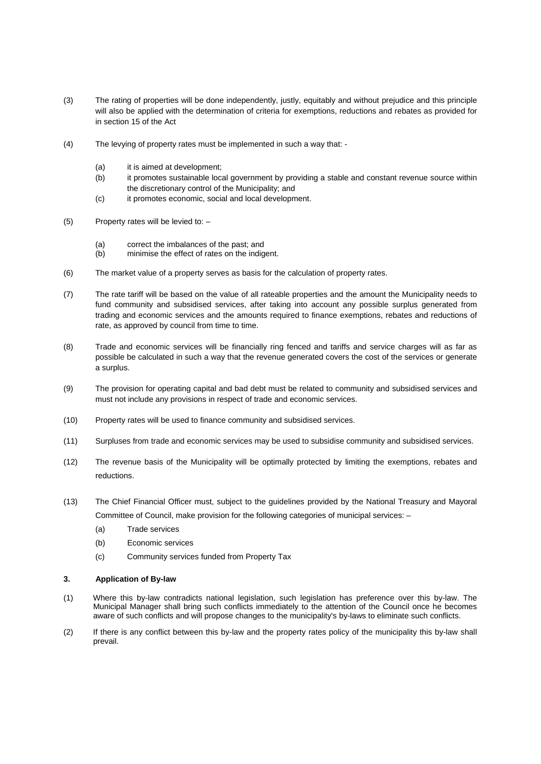(3) The rating of properties will be done independently, justly, equitably and without prejudice and this principle will also be applied with the determination of criteria for exemptions, reductions and rebates as provided for in section 15 of the Act

(4) The levying of property rates must be implemented in such a way that: -

  (a) it is aimed at development;
  (b) it promotes sustainable local government by providing a stable and constant revenue source within the discretionary control of the Municipality; and
  (c) it promotes economic, social and local development.

(5) Property rates will be levied to: –

  (a) correct the imbalances of the past; and
  (b) minimise the effect of rates on the indigent.

(6) The market value of a property serves as basis for the calculation of property rates.

(7) The rate tariff will be based on the value of all rateable properties and the amount the Municipality needs to fund community and subsidised services, after taking into account any possible surplus generated from trading and economic services and the amounts required to finance exemptions, rebates and reductions of rate, as approved by council from time to time.

(8) Trade and economic services will be financially ring fenced and tariffs and service charges will as far as possible be calculated in such a way that the revenue generated covers the cost of the services or generate a surplus.

(9) The provision for operating capital and bad debt must be related to community and subsidised services and must not include any provisions in respect of trade and economic services.

(10) Property rates will be used to finance community and subsidised services.

(11) Surpluses from trade and economic services may be used to subsidise community and subsidised services.

(12) The revenue basis of the Municipality will be optimally protected by limiting the exemptions, rebates and reductions.

(13) The Chief Financial Officer must, subject to the guidelines provided by the National Treasury and Mayoral Committee of Council, make provision for the following categories of municipal services: –

  (a) Trade services
  (b) Economic services
  (c) Community services funded from Property Tax

**3. Application of By-law**

(1) Where this by-law contradicts national legislation, such legislation has preference over this by-law. The Municipal Manager shall bring such conflicts immediately to the attention of the Council once he becomes aware of such conflicts and will propose changes to the municipality's by-laws to eliminate such conflicts.

(2) If there is any conflict between this by-law and the property rates policy of the municipality this by-law shall prevail.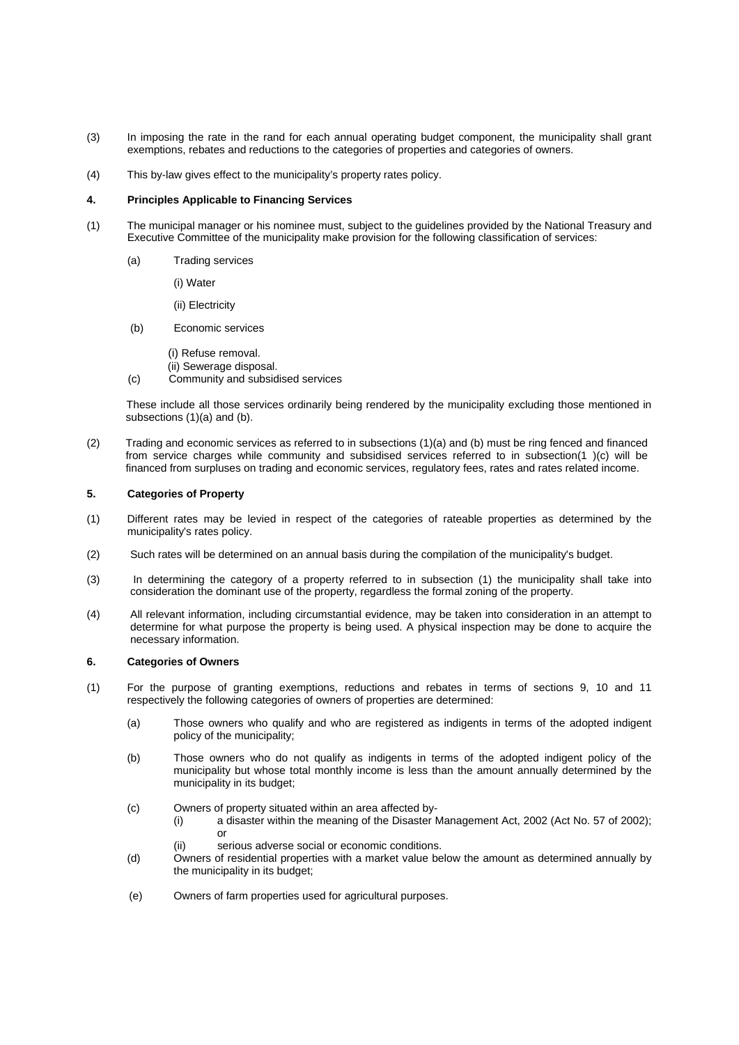(3) In imposing the rate in the rand for each annual operating budget component, the municipality shall grant exemptions, rebates and reductions to the categories of properties and categories of owners.

(4) This by-law gives effect to the municipality's property rates policy.

### 4. Principles Applicable to Financing Services

(1) The municipal manager or his nominee must, subject to the guidelines provided by the National Treasury and Executive Committee of the municipality make provision for the following classification of services:

- (a) Trading services
  - (i) Water
  - (ii) Electricity
- (b) Economic services
  - (i) Refuse removal.
  - (ii) Sewerage disposal.
- (c) Community and subsidised services

These include all those services ordinarily being rendered by the municipality excluding those mentioned in subsections (1)(a) and (b).

(2) Trading and economic services as referred to in subsections (1)(a) and (b) must be ring fenced and financed from service charges while community and subsidised services referred to in subsection(1 )(c) will be financed from surpluses on trading and economic services, regulatory fees, rates and rates related income.

### 5. Categories of Property

(1) Different rates may be levied in respect of the categories of rateable properties as determined by the municipality's rates policy.

(2) Such rates will be determined on an annual basis during the compilation of the municipality's budget.

(3) In determining the category of a property referred to in subsection (1) the municipality shall take into consideration the dominant use of the property, regardless the formal zoning of the property.

(4) All relevant information, including circumstantial evidence, may be taken into consideration in an attempt to determine for what purpose the property is being used. A physical inspection may be done to acquire the necessary information.

### 6. Categories of Owners

(1) For the purpose of granting exemptions, reductions and rebates in terms of sections 9, 10 and 11 respectively the following categories of owners of properties are determined:

- (a) Those owners who qualify and who are registered as indigents in terms of the adopted indigent policy of the municipality;
- (b) Those owners who do not qualify as indigents in terms of the adopted indigent policy of the municipality but whose total monthly income is less than the amount annually determined by the municipality in its budget;
- (c) Owners of property situated within an area affected by-
  - (i) a disaster within the meaning of the Disaster Management Act, 2002 (Act No. 57 of 2002); or
  - (ii) serious adverse social or economic conditions.
- (d) Owners of residential properties with a market value below the amount as determined annually by the municipality in its budget;
- (e) Owners of farm properties used for agricultural purposes.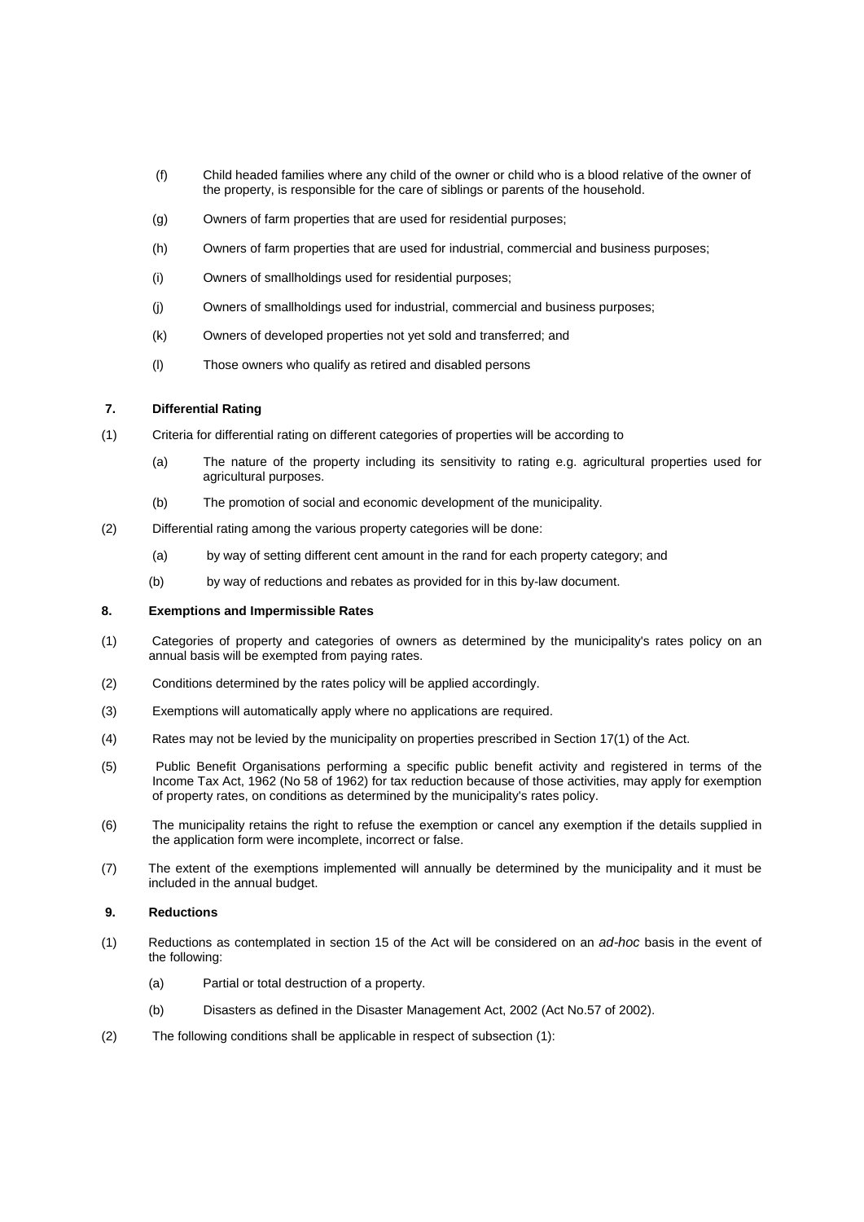(f) Child headed families where any child of the owner or child who is a blood relative of the owner of the property, is responsible for the care of siblings or parents of the household.

(g) Owners of farm properties that are used for residential purposes;

(h) Owners of farm properties that are used for industrial, commercial and business purposes;

(i) Owners of smallholdings used for residential purposes;

(j) Owners of smallholdings used for industrial, commercial and business purposes;

(k) Owners of developed properties not yet sold and transferred; and

(l) Those owners who qualify as retired and disabled persons

**7. Differential Rating**

(1) Criteria for differential rating on different categories of properties will be according to

(a) The nature of the property including its sensitivity to rating e.g. agricultural properties used for agricultural purposes.

(b) The promotion of social and economic development of the municipality.

(2) Differential rating among the various property categories will be done:

(a) by way of setting different cent amount in the rand for each property category; and

(b) by way of reductions and rebates as provided for in this by-law document.

**8. Exemptions and Impermissible Rates**

(1) Categories of property and categories of owners as determined by the municipality's rates policy on an annual basis will be exempted from paying rates.

(2) Conditions determined by the rates policy will be applied accordingly.

(3) Exemptions will automatically apply where no applications are required.

(4) Rates may not be levied by the municipality on properties prescribed in Section 17(1) of the Act.

(5) Public Benefit Organisations performing a specific public benefit activity and registered in terms of the Income Tax Act, 1962 (No 58 of 1962) for tax reduction because of those activities, may apply for exemption of property rates, on conditions as determined by the municipality's rates policy.

(6) The municipality retains the right to refuse the exemption or cancel any exemption if the details supplied in the application form were incomplete, incorrect or false.

(7) The extent of the exemptions implemented will annually be determined by the municipality and it must be included in the annual budget.

**9. Reductions**

(1) Reductions as contemplated in section 15 of the Act will be considered on an *ad-hoc* basis in the event of the following:

(a) Partial or total destruction of a property.

(b) Disasters as defined in the Disaster Management Act, 2002 (Act No.57 of 2002).

(2) The following conditions shall be applicable in respect of subsection (1):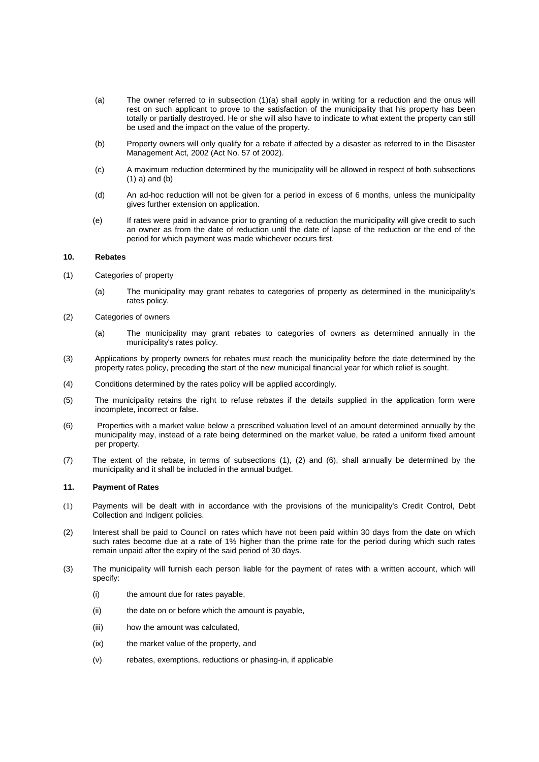(a) The owner referred to in subsection (1)(a) shall apply in writing for a reduction and the onus will rest on such applicant to prove to the satisfaction of the municipality that his property has been totally or partially destroyed. He or she will also have to indicate to what extent the property can still be used and the impact on the value of the property.

(b) Property owners will only qualify for a rebate if affected by a disaster as referred to in the Disaster Management Act, 2002 (Act No. 57 of 2002).

(c) A maximum reduction determined by the municipality will be allowed in respect of both subsections (1) a) and (b)

(d) An ad-hoc reduction will not be given for a period in excess of 6 months, unless the municipality gives further extension on application.

(e) If rates were paid in advance prior to granting of a reduction the municipality will give credit to such an owner as from the date of reduction until the date of lapse of the reduction or the end of the period for which payment was made whichever occurs first.

**10. Rebates**

(1) Categories of property

(a) The municipality may grant rebates to categories of property as determined in the municipality's rates policy.

(2) Categories of owners

(a) The municipality may grant rebates to categories of owners as determined annually in the municipality's rates policy.

(3) Applications by property owners for rebates must reach the municipality before the date determined by the property rates policy, preceding the start of the new municipal financial year for which relief is sought.

(4) Conditions determined by the rates policy will be applied accordingly.

(5) The municipality retains the right to refuse rebates if the details supplied in the application form were incomplete, incorrect or false.

(6) Properties with a market value below a prescribed valuation level of an amount determined annually by the municipality may, instead of a rate being determined on the market value, be rated a uniform fixed amount per property.

(7) The extent of the rebate, in terms of subsections (1), (2) and (6), shall annually be determined by the municipality and it shall be included in the annual budget.

**11. Payment of Rates**

(1) Payments will be dealt with in accordance with the provisions of the municipality's Credit Control, Debt Collection and Indigent policies.

(2) Interest shall be paid to Council on rates which have not been paid within 30 days from the date on which such rates become due at a rate of 1% higher than the prime rate for the period during which such rates remain unpaid after the expiry of the said period of 30 days.

(3) The municipality will furnish each person liable for the payment of rates with a written account, which will specify:

(i) the amount due for rates payable,

(ii) the date on or before which the amount is payable,

(iii) how the amount was calculated,

(ix) the market value of the property, and

(v) rebates, exemptions, reductions or phasing-in, if applicable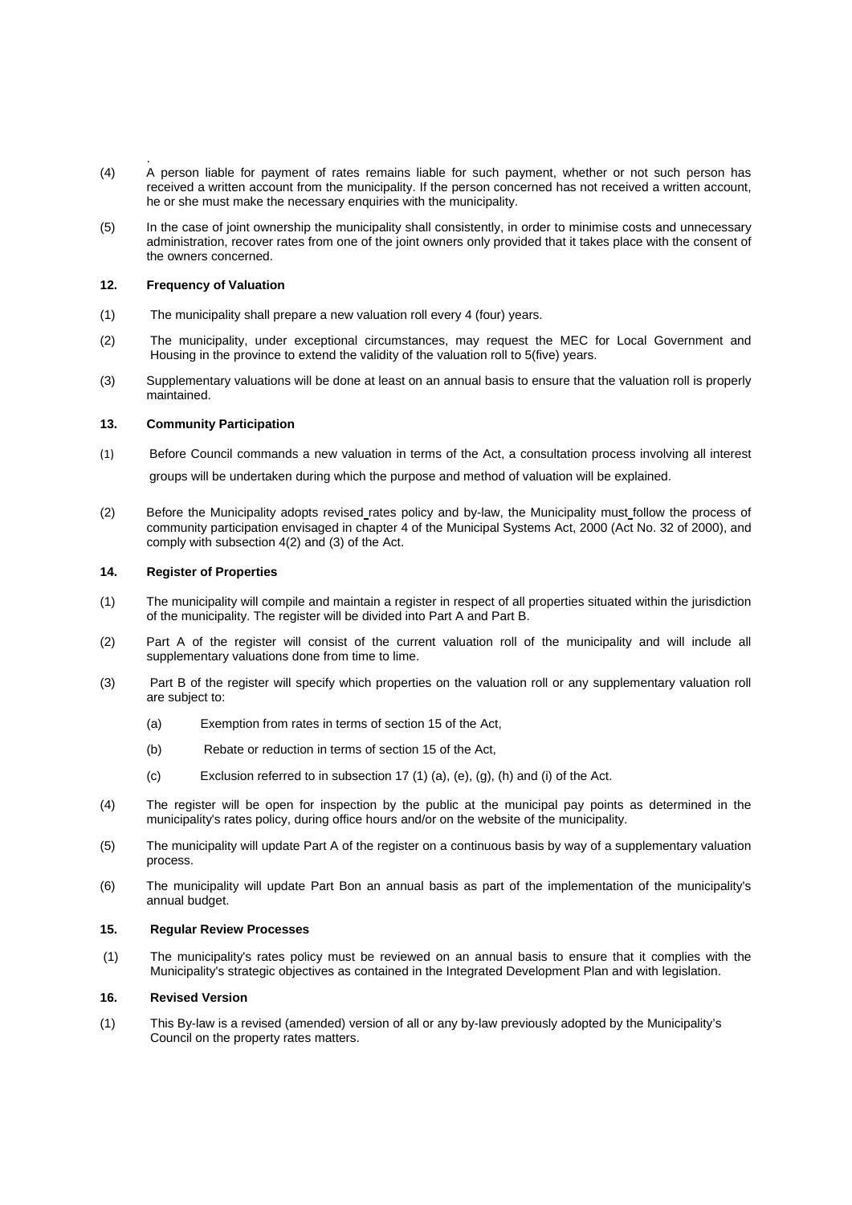(4) A person liable for payment of rates remains liable for such payment, whether or not such person has received a written account from the municipality. If the person concerned has not received a written account, he or she must make the necessary enquiries with the municipality.

(5) In the case of joint ownership the municipality shall consistently, in order to minimise costs and unnecessary administration, recover rates from one of the joint owners only provided that it takes place with the consent of the owners concerned.

**12. Frequency of Valuation**

(1) The municipality shall prepare a new valuation roll every 4 (four) years.

(2) The municipality, under exceptional circumstances, may request the MEC for Local Government and Housing in the province to extend the validity of the valuation roll to 5(five) years.

(3) Supplementary valuations will be done at least on an annual basis to ensure that the valuation roll is properly maintained.

**13. Community Participation**

(1) Before Council commands a new valuation in terms of the Act, a consultation process involving all interest groups will be undertaken during which the purpose and method of valuation will be explained.

(2) Before the Municipality adopts revised rates policy and by-law, the Municipality must follow the process of community participation envisaged in chapter 4 of the Municipal Systems Act, 2000 (Act No. 32 of 2000), and comply with subsection 4(2) and (3) of the Act.

**14. Register of Properties**

(1) The municipality will compile and maintain a register in respect of all properties situated within the jurisdiction of the municipality. The register will be divided into Part A and Part B.

(2) Part A of the register will consist of the current valuation roll of the municipality and will include all supplementary valuations done from time to lime.

(3) Part B of the register will specify which properties on the valuation roll or any supplementary valuation roll are subject to:

(a) Exemption from rates in terms of section 15 of the Act,

(b) Rebate or reduction in terms of section 15 of the Act,

(c) Exclusion referred to in subsection 17 (1) (a), (e), (g), (h) and (i) of the Act.

(4) The register will be open for inspection by the public at the municipal pay points as determined in the municipality's rates policy, during office hours and/or on the website of the municipality.

(5) The municipality will update Part A of the register on a continuous basis by way of a supplementary valuation process.

(6) The municipality will update Part Bon an annual basis as part of the implementation of the municipality's annual budget.

**15. Regular Review Processes**

(1) The municipality's rates policy must be reviewed on an annual basis to ensure that it complies with the Municipality's strategic objectives as contained in the Integrated Development Plan and with legislation.

**16. Revised Version**

(1) This By-law is a revised (amended) version of all or any by-law previously adopted by the Municipality's Council on the property rates matters.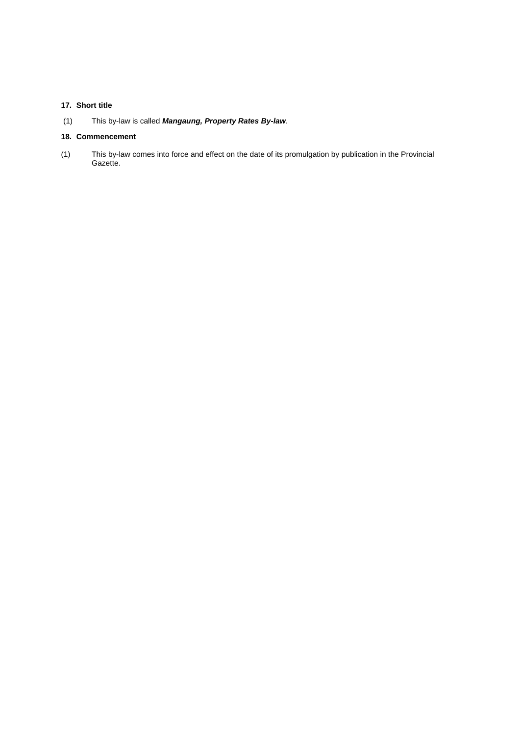**17. Short title**

(1) This by-law is called ***Mangaung, Property Rates By-law***.

**18. Commencement**

(1) This by-law comes into force and effect on the date of its promulgation by publication in the Provincial Gazette.